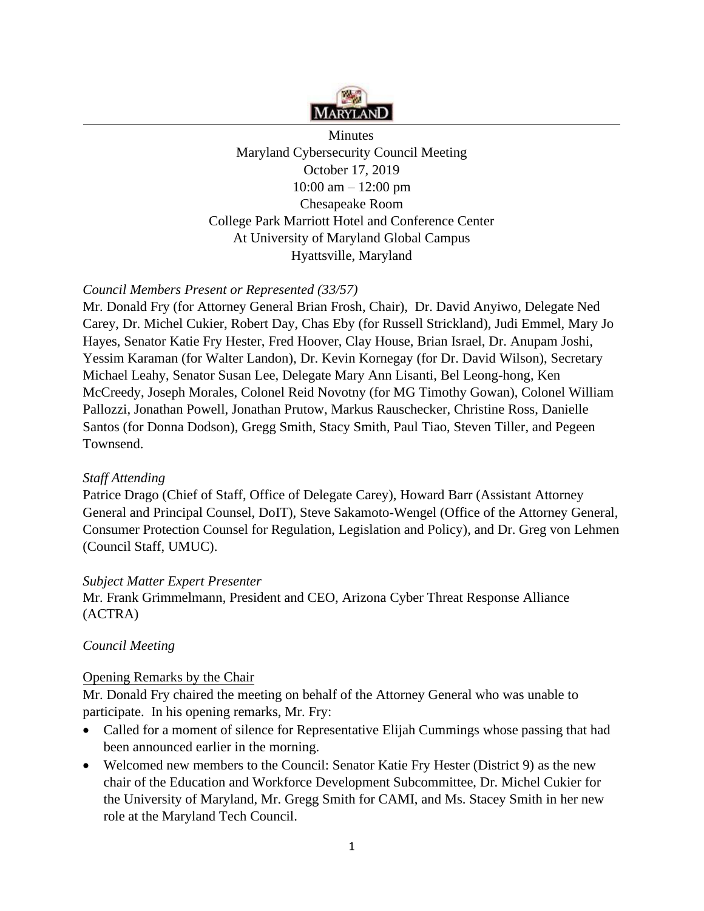Minutes
Maryland Cybersecurity Council Meeting
October 17, 2019
10:00 am – 12:00 pm
Chesapeake Room
College Park Marriott Hotel and Conference Center
At University of Maryland Global Campus
Hyattsville, Maryland

*Council Members Present or Represented (33/57)*

Mr. Donald Fry (for Attorney General Brian Frosh, Chair), Dr. David Anyiwo, Delegate Ned Carey, Dr. Michel Cukier, Robert Day, Chas Eby (for Russell Strickland), Judi Emmel, Mary Jo Hayes, Senator Katie Fry Hester, Fred Hoover, Clay House, Brian Israel, Dr. Anupam Joshi, Yessim Karaman (for Walter Landon), Dr. Kevin Kornegay (for Dr. David Wilson), Secretary Michael Leahy, Senator Susan Lee, Delegate Mary Ann Lisanti, Bel Leong-hong, Ken McCreedy, Joseph Morales, Colonel Reid Novotny (for MG Timothy Gowan), Colonel William Pallozzi, Jonathan Powell, Jonathan Prutow, Markus Rauschecker, Christine Ross, Danielle Santos (for Donna Dodson), Gregg Smith, Stacy Smith, Paul Tiao, Steven Tiller, and Pegeen Townsend.

*Staff Attending*

Patrice Drago (Chief of Staff, Office of Delegate Carey), Howard Barr (Assistant Attorney General and Principal Counsel, DoIT), Steve Sakamoto-Wengel (Office of the Attorney General, Consumer Protection Counsel for Regulation, Legislation and Policy), and Dr. Greg von Lehmen (Council Staff, UMUC).

*Subject Matter Expert Presenter*

Mr. Frank Grimmelmann, President and CEO, Arizona Cyber Threat Response Alliance (ACTRA)

*Council Meeting*

Opening Remarks by the Chair

Mr. Donald Fry chaired the meeting on behalf of the Attorney General who was unable to participate. In his opening remarks, Mr. Fry:

- Called for a moment of silence for Representative Elijah Cummings whose passing that had been announced earlier in the morning.
- Welcomed new members to the Council: Senator Katie Fry Hester (District 9) as the new chair of the Education and Workforce Development Subcommittee, Dr. Michel Cukier for the University of Maryland, Mr. Gregg Smith for CAMI, and Ms. Stacey Smith in her new role at the Maryland Tech Council.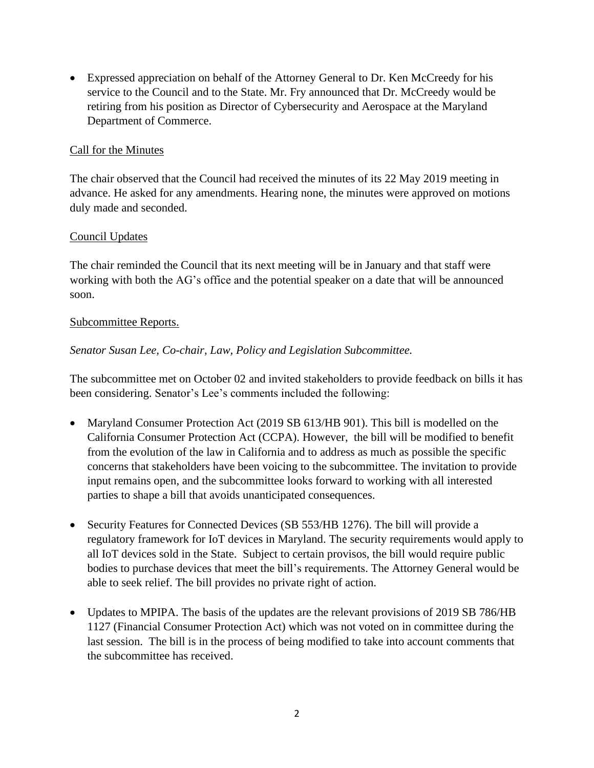- Expressed appreciation on behalf of the Attorney General to Dr. Ken McCreedy for his service to the Council and to the State. Mr. Fry announced that Dr. McCreedy would be retiring from his position as Director of Cybersecurity and Aerospace at the Maryland Department of Commerce.

<u>Call for the Minutes</u>

The chair observed that the Council had received the minutes of its 22 May 2019 meeting in advance. He asked for any amendments. Hearing none, the minutes were approved on motions duly made and seconded.

<u>Council Updates</u>

The chair reminded the Council that its next meeting will be in January and that staff were working with both the AG's office and the potential speaker on a date that will be announced soon.

<u>Subcommittee Reports.</u>

*Senator Susan Lee, Co-chair, Law, Policy and Legislation Subcommittee.*

The subcommittee met on October 02 and invited stakeholders to provide feedback on bills it has been considering. Senator's Lee's comments included the following:

- Maryland Consumer Protection Act (2019 SB 613/HB 901). This bill is modelled on the California Consumer Protection Act (CCPA). However, the bill will be modified to benefit from the evolution of the law in California and to address as much as possible the specific concerns that stakeholders have been voicing to the subcommittee. The invitation to provide input remains open, and the subcommittee looks forward to working with all interested parties to shape a bill that avoids unanticipated consequences.

- Security Features for Connected Devices (SB 553/HB 1276). The bill will provide a regulatory framework for IoT devices in Maryland. The security requirements would apply to all IoT devices sold in the State. Subject to certain provisos, the bill would require public bodies to purchase devices that meet the bill's requirements. The Attorney General would be able to seek relief. The bill provides no private right of action.

- Updates to MPIPA. The basis of the updates are the relevant provisions of 2019 SB 786/HB 1127 (Financial Consumer Protection Act) which was not voted on in committee during the last session. The bill is in the process of being modified to take into account comments that the subcommittee has received.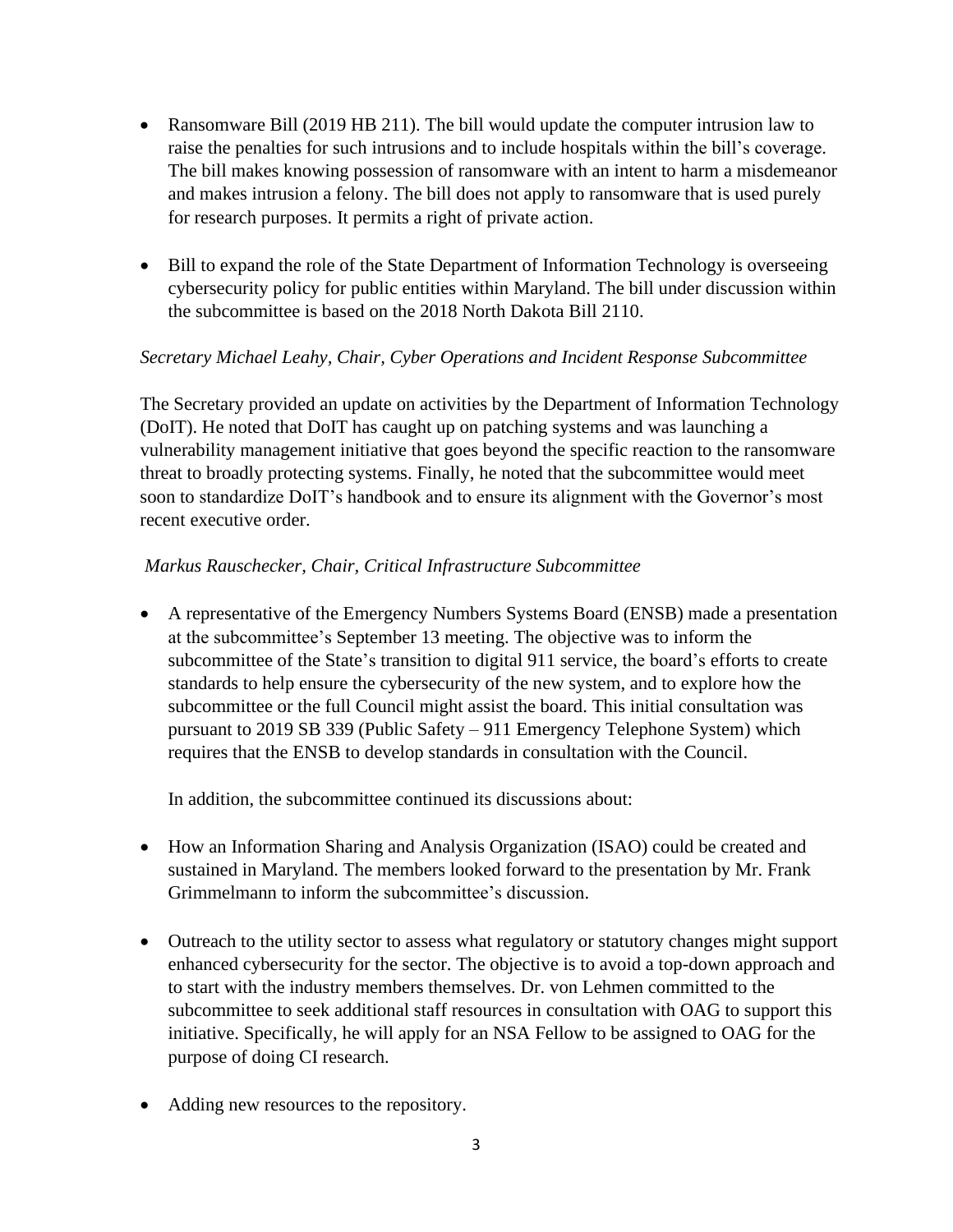- Ransomware Bill (2019 HB 211). The bill would update the computer intrusion law to raise the penalties for such intrusions and to include hospitals within the bill's coverage. The bill makes knowing possession of ransomware with an intent to harm a misdemeanor and makes intrusion a felony. The bill does not apply to ransomware that is used purely for research purposes. It permits a right of private action.

- Bill to expand the role of the State Department of Information Technology is overseeing cybersecurity policy for public entities within Maryland. The bill under discussion within the subcommittee is based on the 2018 North Dakota Bill 2110.

*Secretary Michael Leahy, Chair, Cyber Operations and Incident Response Subcommittee*

The Secretary provided an update on activities by the Department of Information Technology (DoIT). He noted that DoIT has caught up on patching systems and was launching a vulnerability management initiative that goes beyond the specific reaction to the ransomware threat to broadly protecting systems. Finally, he noted that the subcommittee would meet soon to standardize DoIT's handbook and to ensure its alignment with the Governor's most recent executive order.

*Markus Rauschecker, Chair, Critical Infrastructure Subcommittee*

- A representative of the Emergency Numbers Systems Board (ENSB) made a presentation at the subcommittee's September 13 meeting. The objective was to inform the subcommittee of the State's transition to digital 911 service, the board's efforts to create standards to help ensure the cybersecurity of the new system, and to explore how the subcommittee or the full Council might assist the board. This initial consultation was pursuant to 2019 SB 339 (Public Safety – 911 Emergency Telephone System) which requires that the ENSB to develop standards in consultation with the Council.

  In addition, the subcommittee continued its discussions about:

- How an Information Sharing and Analysis Organization (ISAO) could be created and sustained in Maryland. The members looked forward to the presentation by Mr. Frank Grimmelmann to inform the subcommittee's discussion.

- Outreach to the utility sector to assess what regulatory or statutory changes might support enhanced cybersecurity for the sector. The objective is to avoid a top-down approach and to start with the industry members themselves. Dr. von Lehmen committed to the subcommittee to seek additional staff resources in consultation with OAG to support this initiative. Specifically, he will apply for an NSA Fellow to be assigned to OAG for the purpose of doing CI research.

- Adding new resources to the repository.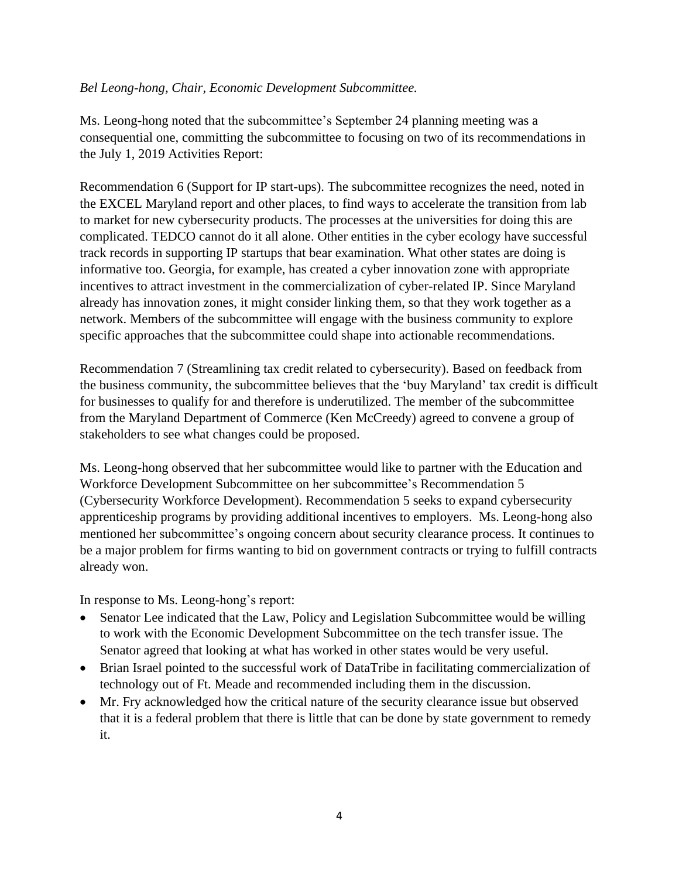*Bel Leong-hong, Chair, Economic Development Subcommittee.*

Ms. Leong-hong noted that the subcommittee's September 24 planning meeting was a consequential one, committing the subcommittee to focusing on two of its recommendations in the July 1, 2019 Activities Report:

Recommendation 6 (Support for IP start-ups). The subcommittee recognizes the need, noted in the EXCEL Maryland report and other places, to find ways to accelerate the transition from lab to market for new cybersecurity products. The processes at the universities for doing this are complicated. TEDCO cannot do it all alone. Other entities in the cyber ecology have successful track records in supporting IP startups that bear examination. What other states are doing is informative too. Georgia, for example, has created a cyber innovation zone with appropriate incentives to attract investment in the commercialization of cyber-related IP. Since Maryland already has innovation zones, it might consider linking them, so that they work together as a network. Members of the subcommittee will engage with the business community to explore specific approaches that the subcommittee could shape into actionable recommendations.

Recommendation 7 (Streamlining tax credit related to cybersecurity). Based on feedback from the business community, the subcommittee believes that the 'buy Maryland' tax credit is difficult for businesses to qualify for and therefore is underutilized. The member of the subcommittee from the Maryland Department of Commerce (Ken McCreedy) agreed to convene a group of stakeholders to see what changes could be proposed.

Ms. Leong-hong observed that her subcommittee would like to partner with the Education and Workforce Development Subcommittee on her subcommittee's Recommendation 5 (Cybersecurity Workforce Development). Recommendation 5 seeks to expand cybersecurity apprenticeship programs by providing additional incentives to employers. Ms. Leong-hong also mentioned her subcommittee's ongoing concern about security clearance process. It continues to be a major problem for firms wanting to bid on government contracts or trying to fulfill contracts already won.

In response to Ms. Leong-hong's report:

- Senator Lee indicated that the Law, Policy and Legislation Subcommittee would be willing to work with the Economic Development Subcommittee on the tech transfer issue. The Senator agreed that looking at what has worked in other states would be very useful.
- Brian Israel pointed to the successful work of DataTribe in facilitating commercialization of technology out of Ft. Meade and recommended including them in the discussion.
- Mr. Fry acknowledged how the critical nature of the security clearance issue but observed that it is a federal problem that there is little that can be done by state government to remedy it.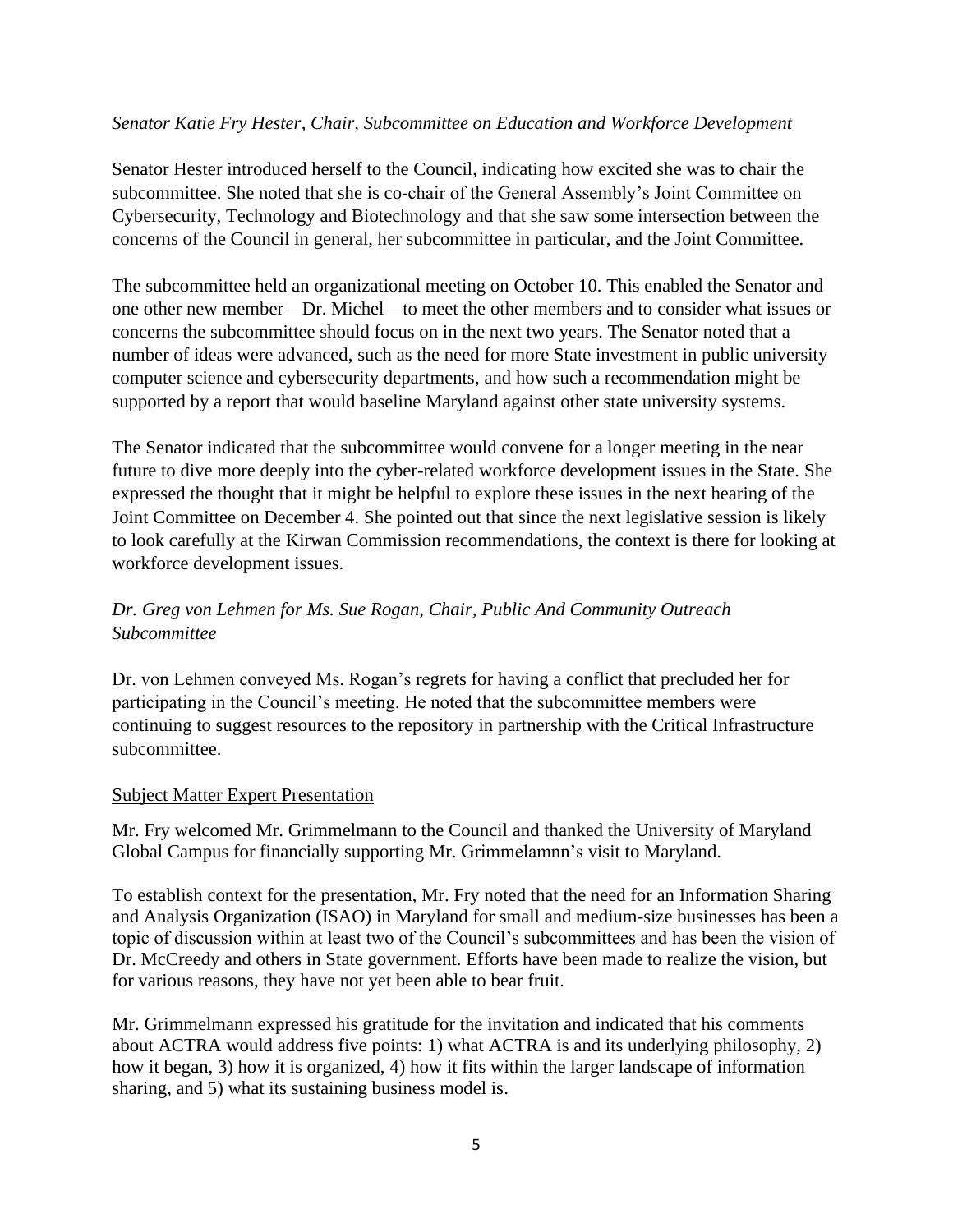*Senator Katie Fry Hester, Chair, Subcommittee on Education and Workforce Development*

Senator Hester introduced herself to the Council, indicating how excited she was to chair the subcommittee. She noted that she is co-chair of the General Assembly's Joint Committee on Cybersecurity, Technology and Biotechnology and that she saw some intersection between the concerns of the Council in general, her subcommittee in particular, and the Joint Committee.

The subcommittee held an organizational meeting on October 10. This enabled the Senator and one other new member—Dr. Michel—to meet the other members and to consider what issues or concerns the subcommittee should focus on in the next two years. The Senator noted that a number of ideas were advanced, such as the need for more State investment in public university computer science and cybersecurity departments, and how such a recommendation might be supported by a report that would baseline Maryland against other state university systems.

The Senator indicated that the subcommittee would convene for a longer meeting in the near future to dive more deeply into the cyber-related workforce development issues in the State. She expressed the thought that it might be helpful to explore these issues in the next hearing of the Joint Committee on December 4. She pointed out that since the next legislative session is likely to look carefully at the Kirwan Commission recommendations, the context is there for looking at workforce development issues.

*Dr. Greg von Lehmen for Ms. Sue Rogan, Chair, Public And Community Outreach Subcommittee*

Dr. von Lehmen conveyed Ms. Rogan's regrets for having a conflict that precluded her for participating in the Council's meeting. He noted that the subcommittee members were continuing to suggest resources to the repository in partnership with the Critical Infrastructure subcommittee.

<u>Subject Matter Expert Presentation</u>

Mr. Fry welcomed Mr. Grimmelmann to the Council and thanked the University of Maryland Global Campus for financially supporting Mr. Grimmelamnn's visit to Maryland.

To establish context for the presentation, Mr. Fry noted that the need for an Information Sharing and Analysis Organization (ISAO) in Maryland for small and medium-size businesses has been a topic of discussion within at least two of the Council's subcommittees and has been the vision of Dr. McCreedy and others in State government. Efforts have been made to realize the vision, but for various reasons, they have not yet been able to bear fruit.

Mr. Grimmelmann expressed his gratitude for the invitation and indicated that his comments about ACTRA would address five points: 1) what ACTRA is and its underlying philosophy, 2) how it began, 3) how it is organized, 4) how it fits within the larger landscape of information sharing, and 5) what its sustaining business model is.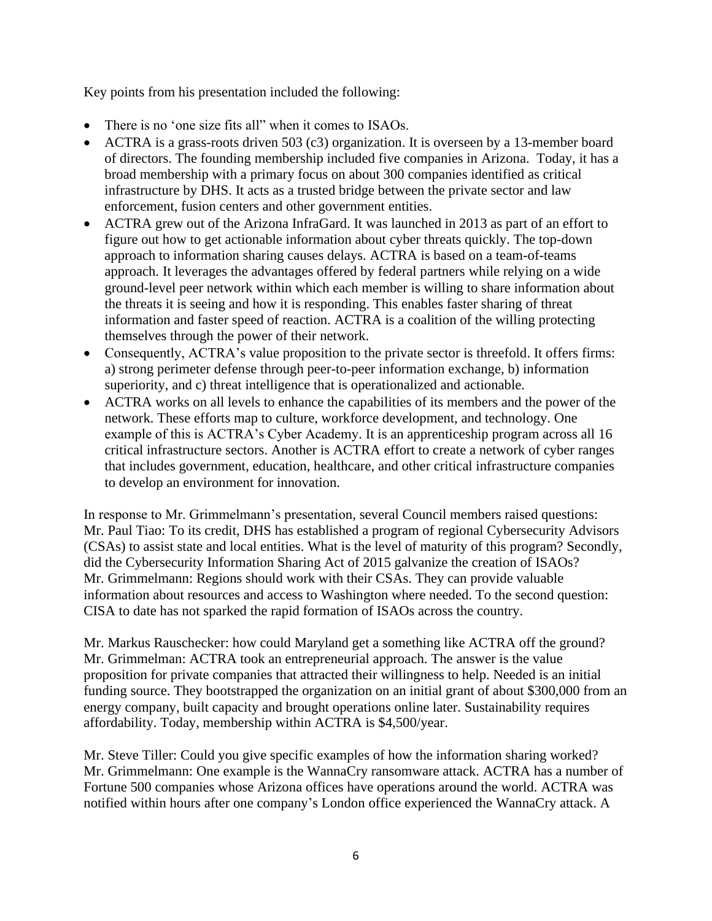Key points from his presentation included the following:

- There is no 'one size fits all" when it comes to ISAOs.
- ACTRA is a grass-roots driven 503 (c3) organization. It is overseen by a 13-member board of directors. The founding membership included five companies in Arizona. Today, it has a broad membership with a primary focus on about 300 companies identified as critical infrastructure by DHS. It acts as a trusted bridge between the private sector and law enforcement, fusion centers and other government entities.
- ACTRA grew out of the Arizona InfraGard. It was launched in 2013 as part of an effort to figure out how to get actionable information about cyber threats quickly. The top-down approach to information sharing causes delays. ACTRA is based on a team-of-teams approach. It leverages the advantages offered by federal partners while relying on a wide ground-level peer network within which each member is willing to share information about the threats it is seeing and how it is responding. This enables faster sharing of threat information and faster speed of reaction. ACTRA is a coalition of the willing protecting themselves through the power of their network.
- Consequently, ACTRA's value proposition to the private sector is threefold. It offers firms: a) strong perimeter defense through peer-to-peer information exchange, b) information superiority, and c) threat intelligence that is operationalized and actionable.
- ACTRA works on all levels to enhance the capabilities of its members and the power of the network. These efforts map to culture, workforce development, and technology. One example of this is ACTRA's Cyber Academy. It is an apprenticeship program across all 16 critical infrastructure sectors. Another is ACTRA effort to create a network of cyber ranges that includes government, education, healthcare, and other critical infrastructure companies to develop an environment for innovation.

In response to Mr. Grimmelmann's presentation, several Council members raised questions:
Mr. Paul Tiao: To its credit, DHS has established a program of regional Cybersecurity Advisors (CSAs) to assist state and local entities. What is the level of maturity of this program? Secondly, did the Cybersecurity Information Sharing Act of 2015 galvanize the creation of ISAOs?
Mr. Grimmelmann: Regions should work with their CSAs. They can provide valuable information about resources and access to Washington where needed. To the second question: CISA to date has not sparked the rapid formation of ISAOs across the country.

Mr. Markus Rauschecker: how could Maryland get a something like ACTRA off the ground?
Mr. Grimmelman: ACTRA took an entrepreneurial approach. The answer is the value proposition for private companies that attracted their willingness to help. Needed is an initial funding source. They bootstrapped the organization on an initial grant of about $300,000 from an energy company, built capacity and brought operations online later. Sustainability requires affordability. Today, membership within ACTRA is $4,500/year.

Mr. Steve Tiller: Could you give specific examples of how the information sharing worked?
Mr. Grimmelmann: One example is the WannaCry ransomware attack. ACTRA has a number of Fortune 500 companies whose Arizona offices have operations around the world. ACTRA was notified within hours after one company's London office experienced the WannaCry attack. A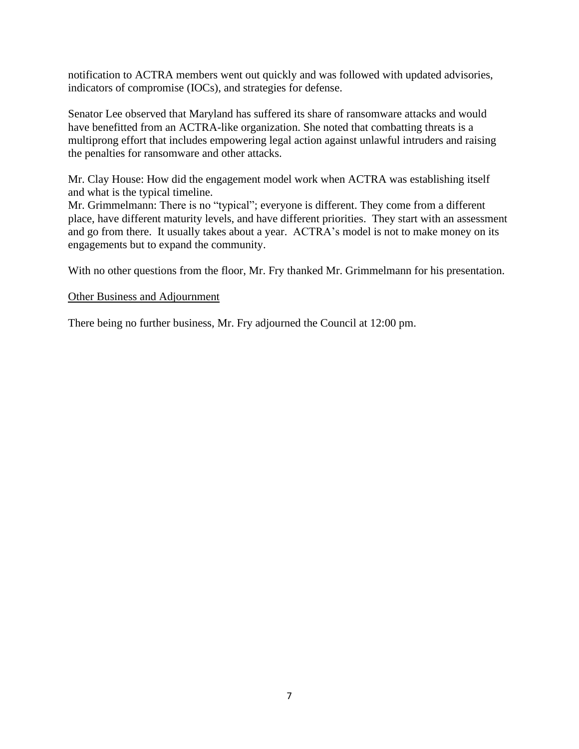notification to ACTRA members went out quickly and was followed with updated advisories, indicators of compromise (IOCs), and strategies for defense.

Senator Lee observed that Maryland has suffered its share of ransomware attacks and would have benefitted from an ACTRA-like organization. She noted that combatting threats is a multiprong effort that includes empowering legal action against unlawful intruders and raising the penalties for ransomware and other attacks.

Mr. Clay House: How did the engagement model work when ACTRA was establishing itself and what is the typical timeline.
Mr. Grimmelmann: There is no "typical"; everyone is different. They come from a different place, have different maturity levels, and have different priorities. They start with an assessment and go from there. It usually takes about a year. ACTRA's model is not to make money on its engagements but to expand the community.

With no other questions from the floor, Mr. Fry thanked Mr. Grimmelmann for his presentation.

<u>Other Business and Adjournment</u>

There being no further business, Mr. Fry adjourned the Council at 12:00 pm.